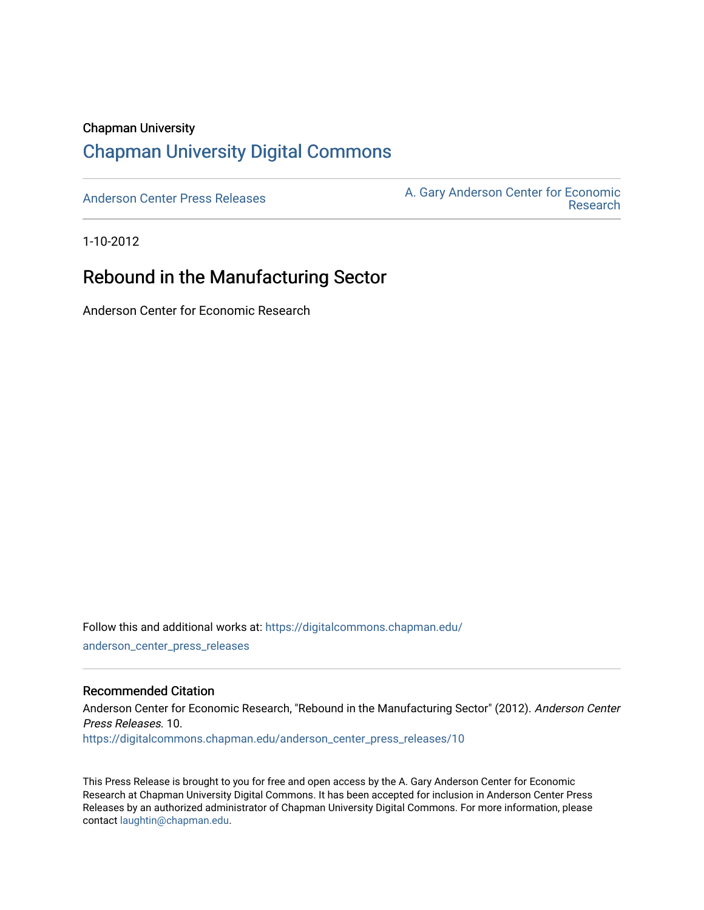Chapman University

## Chapman University Digital Commons

Anderson Center Press Releases

A. Gary Anderson Center for Economic Research

1-10-2012

# Rebound in the Manufacturing Sector

Anderson Center for Economic Research

Follow this and additional works at: https://digitalcommons.chapman.edu/anderson_center_press_releases

### Recommended Citation

Anderson Center for Economic Research, "Rebound in the Manufacturing Sector" (2012). *Anderson Center Press Releases*. 10.
https://digitalcommons.chapman.edu/anderson_center_press_releases/10

This Press Release is brought to you for free and open access by the A. Gary Anderson Center for Economic Research at Chapman University Digital Commons. It has been accepted for inclusion in Anderson Center Press Releases by an authorized administrator of Chapman University Digital Commons. For more information, please contact laughtin@chapman.edu.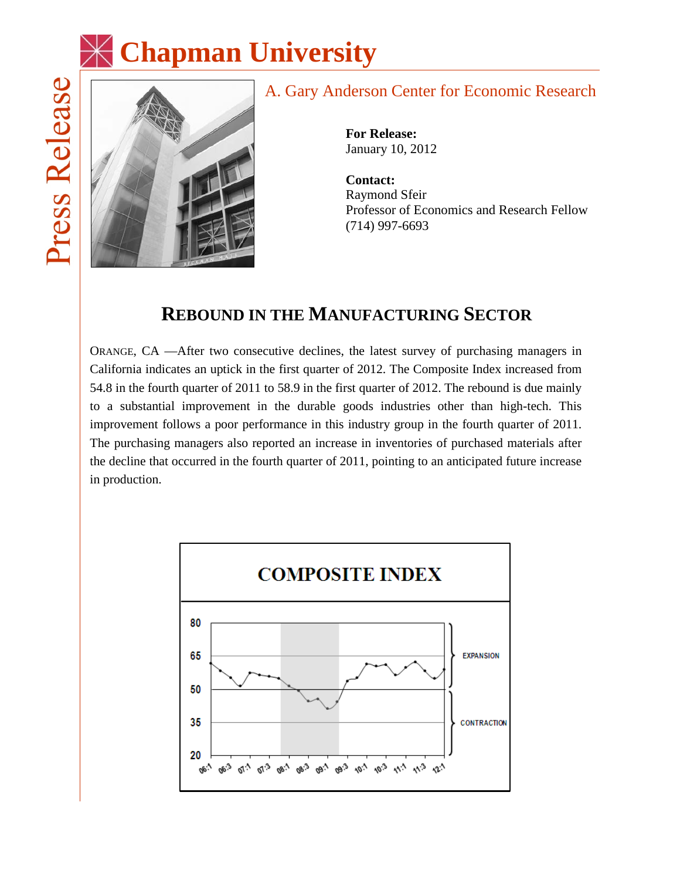# Chapman University

Press Release

## A. Gary Anderson Center for Economic Research

**For Release:**
January 10, 2012

**Contact:**
Raymond Sfeir
Professor of Economics and Research Fellow
(714) 997-6693

## REBOUND IN THE MANUFACTURING SECTOR

ORANGE, CA —After two consecutive declines, the latest survey of purchasing managers in California indicates an uptick in the first quarter of 2012. The Composite Index increased from 54.8 in the fourth quarter of 2011 to 58.9 in the first quarter of 2012. The rebound is due mainly to a substantial improvement in the durable goods industries other than high-tech. This improvement follows a poor performance in this industry group in the fourth quarter of 2011. The purchasing managers also reported an increase in inventories of purchased materials after the decline that occurred in the fourth quarter of 2011, pointing to an anticipated future increase in production.

COMPOSITE INDEX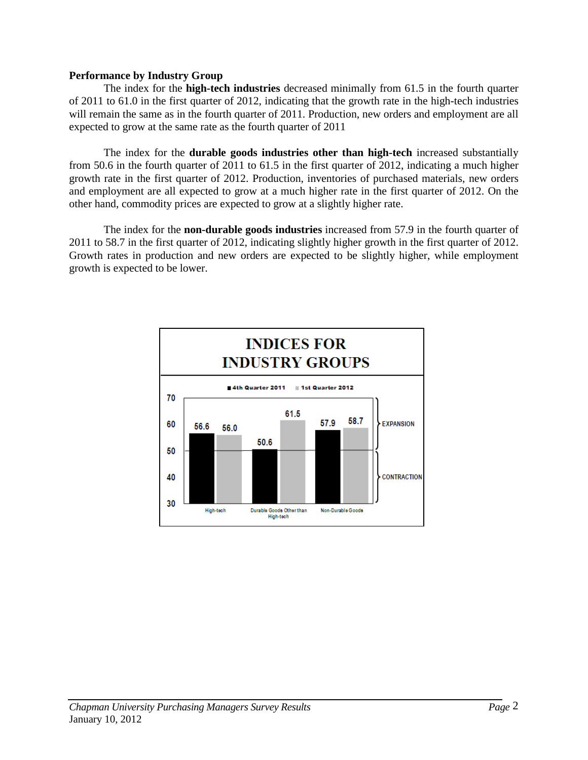**Performance by Industry Group**

The index for the **high-tech industries** decreased minimally from 61.5 in the fourth quarter of 2011 to 61.0 in the first quarter of 2012, indicating that the growth rate in the high-tech industries will remain the same as in the fourth quarter of 2011. Production, new orders and employment are all expected to grow at the same rate as the fourth quarter of 2011

The index for the **durable goods industries other than high-tech** increased substantially from 50.6 in the fourth quarter of 2011 to 61.5 in the first quarter of 2012, indicating a much higher growth rate in the first quarter of 2012. Production, inventories of purchased materials, new orders and employment are all expected to grow at a much higher rate in the first quarter of 2012. On the other hand, commodity prices are expected to grow at a slightly higher rate.

The index for the **non-durable goods industries** increased from 57.9 in the fourth quarter of 2011 to 58.7 in the first quarter of 2012, indicating slightly higher growth in the first quarter of 2012. Growth rates in production and new orders are expected to be slightly higher, while employment growth is expected to be lower.

**INDICES FOR INDUSTRY GROUPS**

| Industry Group | 4th Quarter 2011 | 1st Quarter 2012 |
| --- | --- | --- |
| High-tech | 56.6 | 56.0 |
| Durable Goods Other than High-tech | 50.6 | 61.5 |
| Non-Durable Goods | 57.9 | 58.7 |

Above 50: EXPANSION; Below 50: CONTRACTION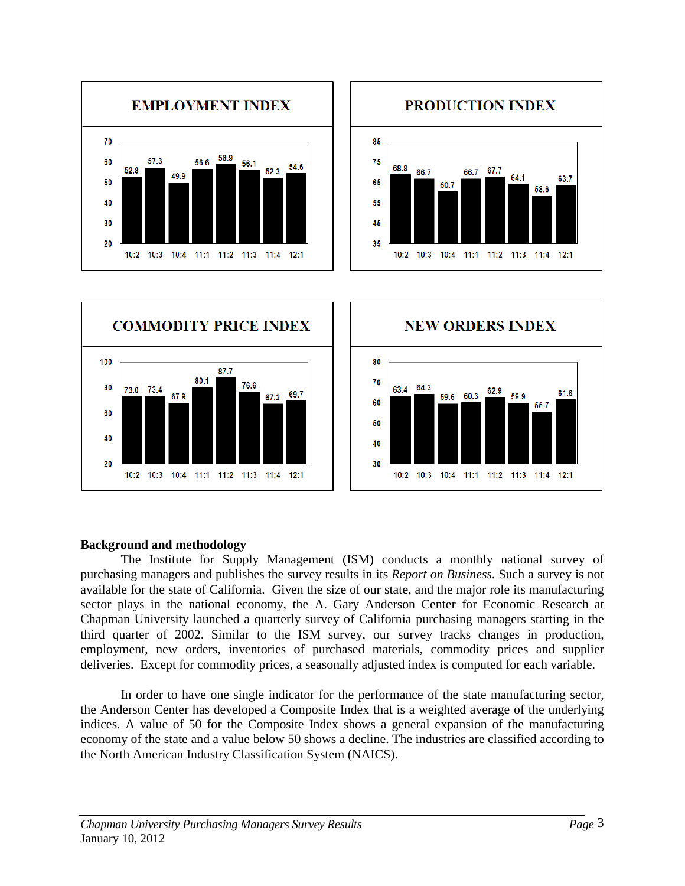**EMPLOYMENT INDEX**

| 10:2 | 10:3 | 10:4 | 11:1 | 11:2 | 11:3 | 11:4 | 12:1 |
|---|---|---|---|---|---|---|---|
| 52.8 | 57.3 | 49.9 | 56.6 | 58.9 | 56.1 | 52.3 | 54.6 |

**PRODUCTION INDEX**

| 10:2 | 10:3 | 10:4 | 11:1 | 11:2 | 11:3 | 11:4 | 12:1 |
|---|---|---|---|---|---|---|---|
| 68.8 | 66.7 | 60.7 | 66.7 | 67.7 | 64.1 | 58.6 | 63.7 |

**COMMODITY PRICE INDEX**

| 10:2 | 10:3 | 10:4 | 11:1 | 11:2 | 11:3 | 11:4 | 12:1 |
|---|---|---|---|---|---|---|---|
| 73.0 | 73.4 | 67.9 | 80.1 | 87.7 | 76.6 | 67.2 | 69.7 |

**NEW ORDERS INDEX**

| 10:2 | 10:3 | 10:4 | 11:1 | 11:2 | 11:3 | 11:4 | 12:1 |
|---|---|---|---|---|---|---|---|
| 63.4 | 64.3 | 59.6 | 60.3 | 62.9 | 59.9 | 55.7 | 61.6 |

**Background and methodology**

The Institute for Supply Management (ISM) conducts a monthly national survey of purchasing managers and publishes the survey results in its *Report on Business*. Such a survey is not available for the state of California. Given the size of our state, and the major role its manufacturing sector plays in the national economy, the A. Gary Anderson Center for Economic Research at Chapman University launched a quarterly survey of California purchasing managers starting in the third quarter of 2002. Similar to the ISM survey, our survey tracks changes in production, employment, new orders, inventories of purchased materials, commodity prices and supplier deliveries. Except for commodity prices, a seasonally adjusted index is computed for each variable.

In order to have one single indicator for the performance of the state manufacturing sector, the Anderson Center has developed a Composite Index that is a weighted average of the underlying indices. A value of 50 for the Composite Index shows a general expansion of the manufacturing economy of the state and a value below 50 shows a decline. The industries are classified according to the North American Industry Classification System (NAICS).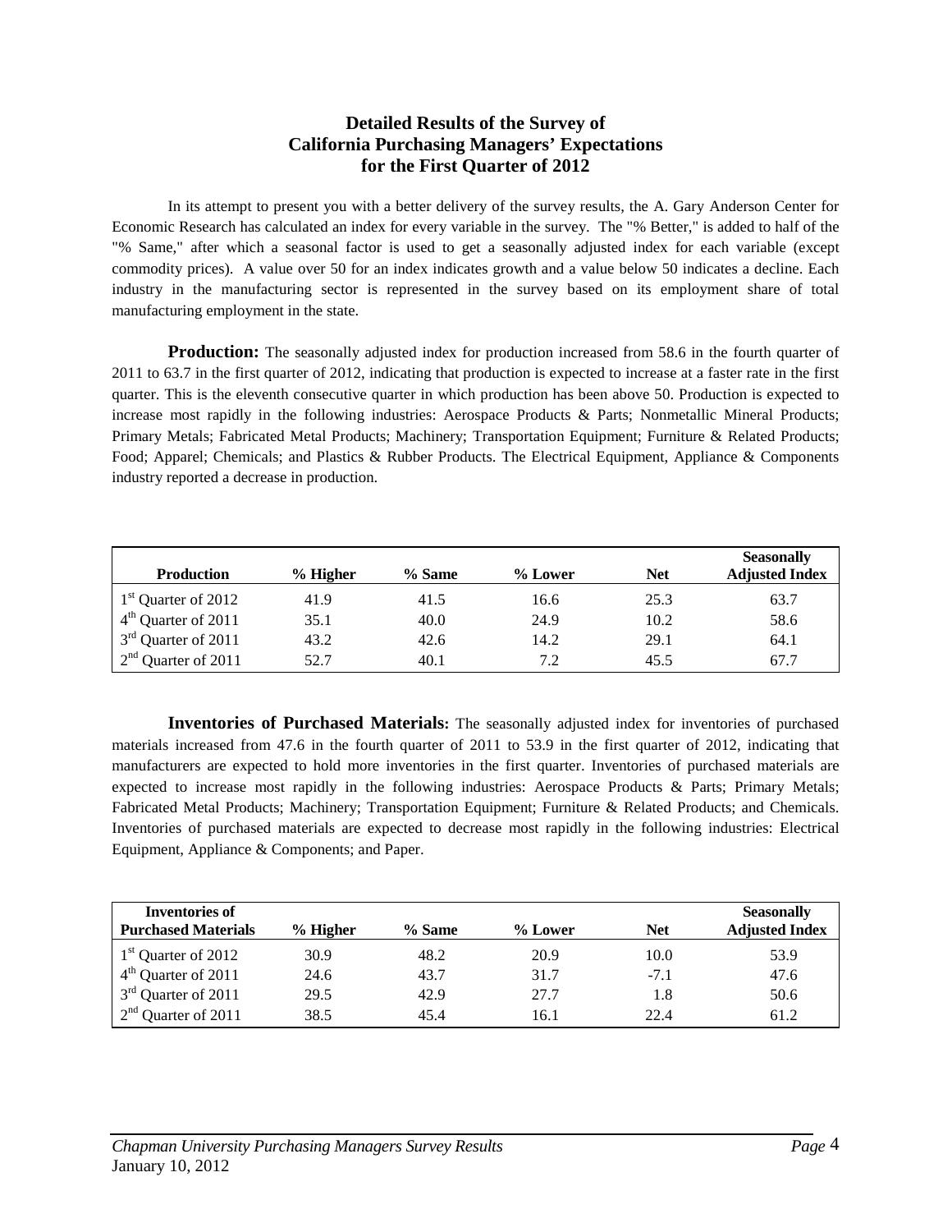# Detailed Results of the Survey of California Purchasing Managers' Expectations for the First Quarter of 2012

In its attempt to present you with a better delivery of the survey results, the A. Gary Anderson Center for Economic Research has calculated an index for every variable in the survey. The "% Better," is added to half of the "% Same," after which a seasonal factor is used to get a seasonally adjusted index for each variable (except commodity prices). A value over 50 for an index indicates growth and a value below 50 indicates a decline. Each industry in the manufacturing sector is represented in the survey based on its employment share of total manufacturing employment in the state.

**Production:** The seasonally adjusted index for production increased from 58.6 in the fourth quarter of 2011 to 63.7 in the first quarter of 2012, indicating that production is expected to increase at a faster rate in the first quarter. This is the eleventh consecutive quarter in which production has been above 50. Production is expected to increase most rapidly in the following industries: Aerospace Products & Parts; Nonmetallic Mineral Products; Primary Metals; Fabricated Metal Products; Machinery; Transportation Equipment; Furniture & Related Products; Food; Apparel; Chemicals; and Plastics & Rubber Products. The Electrical Equipment, Appliance & Components industry reported a decrease in production.

| Production | % Higher | % Same | % Lower | Net | Seasonally Adjusted Index |
|---|---|---|---|---|---|
| 1st Quarter of 2012 | 41.9 | 41.5 | 16.6 | 25.3 | 63.7 |
| 4th Quarter of 2011 | 35.1 | 40.0 | 24.9 | 10.2 | 58.6 |
| 3rd Quarter of 2011 | 43.2 | 42.6 | 14.2 | 29.1 | 64.1 |
| 2nd Quarter of 2011 | 52.7 | 40.1 | 7.2 | 45.5 | 67.7 |

**Inventories of Purchased Materials:** The seasonally adjusted index for inventories of purchased materials increased from 47.6 in the fourth quarter of 2011 to 53.9 in the first quarter of 2012, indicating that manufacturers are expected to hold more inventories in the first quarter. Inventories of purchased materials are expected to increase most rapidly in the following industries: Aerospace Products & Parts; Primary Metals; Fabricated Metal Products; Machinery; Transportation Equipment; Furniture & Related Products; and Chemicals. Inventories of purchased materials are expected to decrease most rapidly in the following industries: Electrical Equipment, Appliance & Components; and Paper.

| Inventories of Purchased Materials | % Higher | % Same | % Lower | Net | Seasonally Adjusted Index |
|---|---|---|---|---|---|
| 1st Quarter of 2012 | 30.9 | 48.2 | 20.9 | 10.0 | 53.9 |
| 4th Quarter of 2011 | 24.6 | 43.7 | 31.7 | -7.1 | 47.6 |
| 3rd Quarter of 2011 | 29.5 | 42.9 | 27.7 | 1.8 | 50.6 |
| 2nd Quarter of 2011 | 38.5 | 45.4 | 16.1 | 22.4 | 61.2 |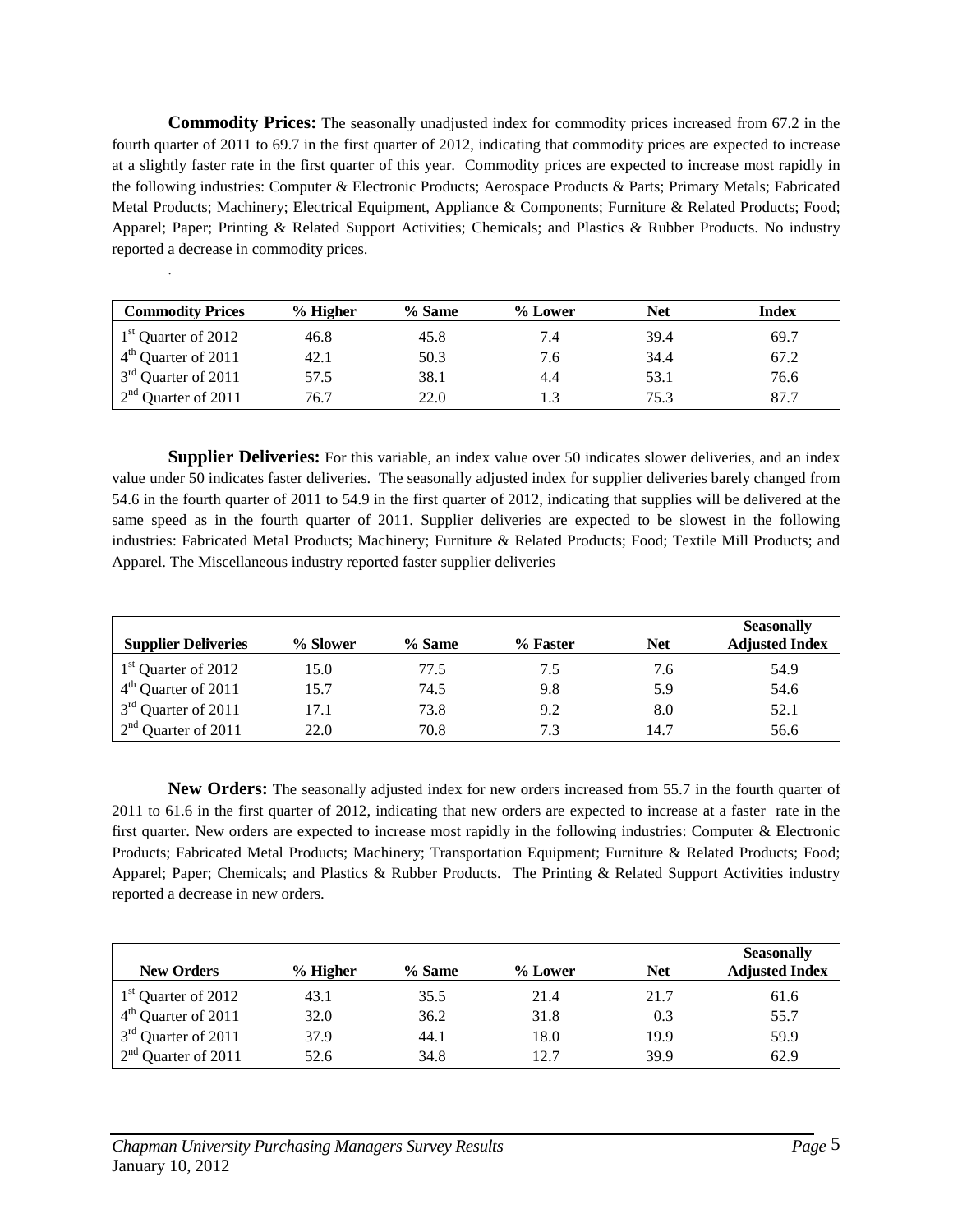**Commodity Prices:** The seasonally unadjusted index for commodity prices increased from 67.2 in the fourth quarter of 2011 to 69.7 in the first quarter of 2012, indicating that commodity prices are expected to increase at a slightly faster rate in the first quarter of this year. Commodity prices are expected to increase most rapidly in the following industries: Computer & Electronic Products; Aerospace Products & Parts; Primary Metals; Fabricated Metal Products; Machinery; Electrical Equipment, Appliance & Components; Furniture & Related Products; Food; Apparel; Paper; Printing & Related Support Activities; Chemicals; and Plastics & Rubber Products. No industry reported a decrease in commodity prices.

.

| Commodity Prices | % Higher | % Same | % Lower | Net | Index |
|---|---|---|---|---|---|
| 1st Quarter of 2012 | 46.8 | 45.8 | 7.4 | 39.4 | 69.7 |
| 4th Quarter of 2011 | 42.1 | 50.3 | 7.6 | 34.4 | 67.2 |
| 3rd Quarter of 2011 | 57.5 | 38.1 | 4.4 | 53.1 | 76.6 |
| 2nd Quarter of 2011 | 76.7 | 22.0 | 1.3 | 75.3 | 87.7 |

**Supplier Deliveries:** For this variable, an index value over 50 indicates slower deliveries, and an index value under 50 indicates faster deliveries. The seasonally adjusted index for supplier deliveries barely changed from 54.6 in the fourth quarter of 2011 to 54.9 in the first quarter of 2012, indicating that supplies will be delivered at the same speed as in the fourth quarter of 2011. Supplier deliveries are expected to be slowest in the following industries: Fabricated Metal Products; Machinery; Furniture & Related Products; Food; Textile Mill Products; and Apparel. The Miscellaneous industry reported faster supplier deliveries

| Supplier Deliveries | % Slower | % Same | % Faster | Net | Seasonally Adjusted Index |
|---|---|---|---|---|---|
| 1st Quarter of 2012 | 15.0 | 77.5 | 7.5 | 7.6 | 54.9 |
| 4th Quarter of 2011 | 15.7 | 74.5 | 9.8 | 5.9 | 54.6 |
| 3rd Quarter of 2011 | 17.1 | 73.8 | 9.2 | 8.0 | 52.1 |
| 2nd Quarter of 2011 | 22.0 | 70.8 | 7.3 | 14.7 | 56.6 |

**New Orders:** The seasonally adjusted index for new orders increased from 55.7 in the fourth quarter of 2011 to 61.6 in the first quarter of 2012, indicating that new orders are expected to increase at a faster rate in the first quarter. New orders are expected to increase most rapidly in the following industries: Computer & Electronic Products; Fabricated Metal Products; Machinery; Transportation Equipment; Furniture & Related Products; Food; Apparel; Paper; Chemicals; and Plastics & Rubber Products. The Printing & Related Support Activities industry reported a decrease in new orders.

| New Orders | % Higher | % Same | % Lower | Net | Seasonally Adjusted Index |
|---|---|---|---|---|---|
| 1st Quarter of 2012 | 43.1 | 35.5 | 21.4 | 21.7 | 61.6 |
| 4th Quarter of 2011 | 32.0 | 36.2 | 31.8 | 0.3 | 55.7 |
| 3rd Quarter of 2011 | 37.9 | 44.1 | 18.0 | 19.9 | 59.9 |
| 2nd Quarter of 2011 | 52.6 | 34.8 | 12.7 | 39.9 | 62.9 |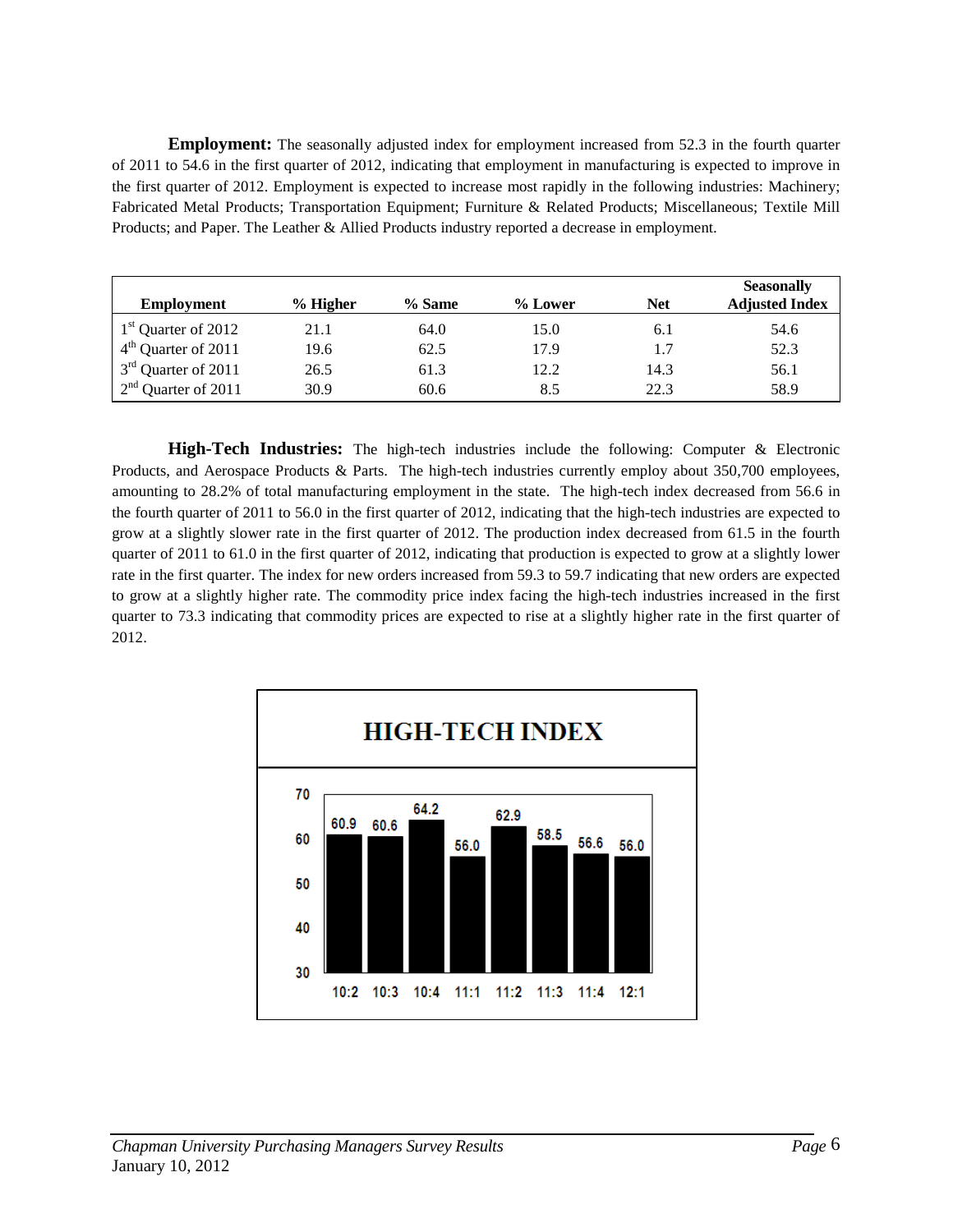**Employment:** The seasonally adjusted index for employment increased from 52.3 in the fourth quarter of 2011 to 54.6 in the first quarter of 2012, indicating that employment in manufacturing is expected to improve in the first quarter of 2012. Employment is expected to increase most rapidly in the following industries: Machinery; Fabricated Metal Products; Transportation Equipment; Furniture & Related Products; Miscellaneous; Textile Mill Products; and Paper. The Leather & Allied Products industry reported a decrease in employment.

| Employment | % Higher | % Same | % Lower | Net | Seasonally Adjusted Index |
|---|---|---|---|---|---|
| 1st Quarter of 2012 | 21.1 | 64.0 | 15.0 | 6.1 | 54.6 |
| 4th Quarter of 2011 | 19.6 | 62.5 | 17.9 | 1.7 | 52.3 |
| 3rd Quarter of 2011 | 26.5 | 61.3 | 12.2 | 14.3 | 56.1 |
| 2nd Quarter of 2011 | 30.9 | 60.6 | 8.5 | 22.3 | 58.9 |

**High-Tech Industries:** The high-tech industries include the following: Computer & Electronic Products, and Aerospace Products & Parts. The high-tech industries currently employ about 350,700 employees, amounting to 28.2% of total manufacturing employment in the state. The high-tech index decreased from 56.6 in the fourth quarter of 2011 to 56.0 in the first quarter of 2012, indicating that the high-tech industries are expected to grow at a slightly slower rate in the first quarter of 2012. The production index decreased from 61.5 in the fourth quarter of 2011 to 61.0 in the first quarter of 2012, indicating that production is expected to grow at a slightly lower rate in the first quarter. The index for new orders increased from 59.3 to 59.7 indicating that new orders are expected to grow at a slightly higher rate. The commodity price index facing the high-tech industries increased in the first quarter to 73.3 indicating that commodity prices are expected to rise at a slightly higher rate in the first quarter of 2012.

**HIGH-TECH INDEX**

| Quarter | 10:2 | 10:3 | 10:4 | 11:1 | 11:2 | 11:3 | 11:4 | 12:1 |
|---|---|---|---|---|---|---|---|---|
| Index | 60.9 | 60.6 | 64.2 | 56.0 | 62.9 | 58.5 | 56.6 | 56.0 |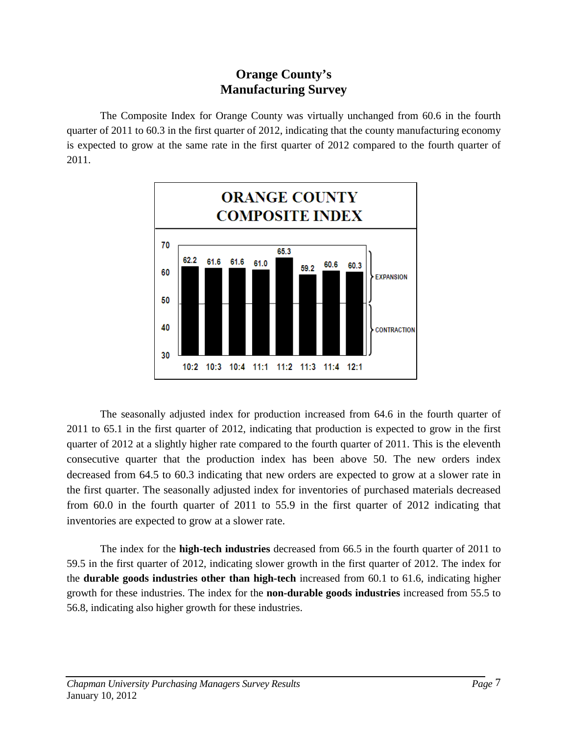# Orange County's Manufacturing Survey

The Composite Index for Orange County was virtually unchanged from 60.6 in the fourth quarter of 2011 to 60.3 in the first quarter of 2012, indicating that the county manufacturing economy is expected to grow at the same rate in the first quarter of 2012 compared to the fourth quarter of 2011.

**ORANGE COUNTY COMPOSITE INDEX**

| Quarter | 10:2 | 10:3 | 10:4 | 11:1 | 11:2 | 11:3 | 11:4 | 12:1 |
|---|---|---|---|---|---|---|---|---|
| Index | 62.2 | 61.6 | 61.6 | 61.0 | 65.3 | 59.2 | 60.6 | 60.3 |

The seasonally adjusted index for production increased from 64.6 in the fourth quarter of 2011 to 65.1 in the first quarter of 2012, indicating that production is expected to grow in the first quarter of 2012 at a slightly higher rate compared to the fourth quarter of 2011. This is the eleventh consecutive quarter that the production index has been above 50. The new orders index decreased from 64.5 to 60.3 indicating that new orders are expected to grow at a slower rate in the first quarter. The seasonally adjusted index for inventories of purchased materials decreased from 60.0 in the fourth quarter of 2011 to 55.9 in the first quarter of 2012 indicating that inventories are expected to grow at a slower rate.

The index for the **high-tech industries** decreased from 66.5 in the fourth quarter of 2011 to 59.5 in the first quarter of 2012, indicating slower growth in the first quarter of 2012. The index for the **durable goods industries other than high-tech** increased from 60.1 to 61.6, indicating higher growth for these industries. The index for the **non-durable goods industries** increased from 55.5 to 56.8, indicating also higher growth for these industries.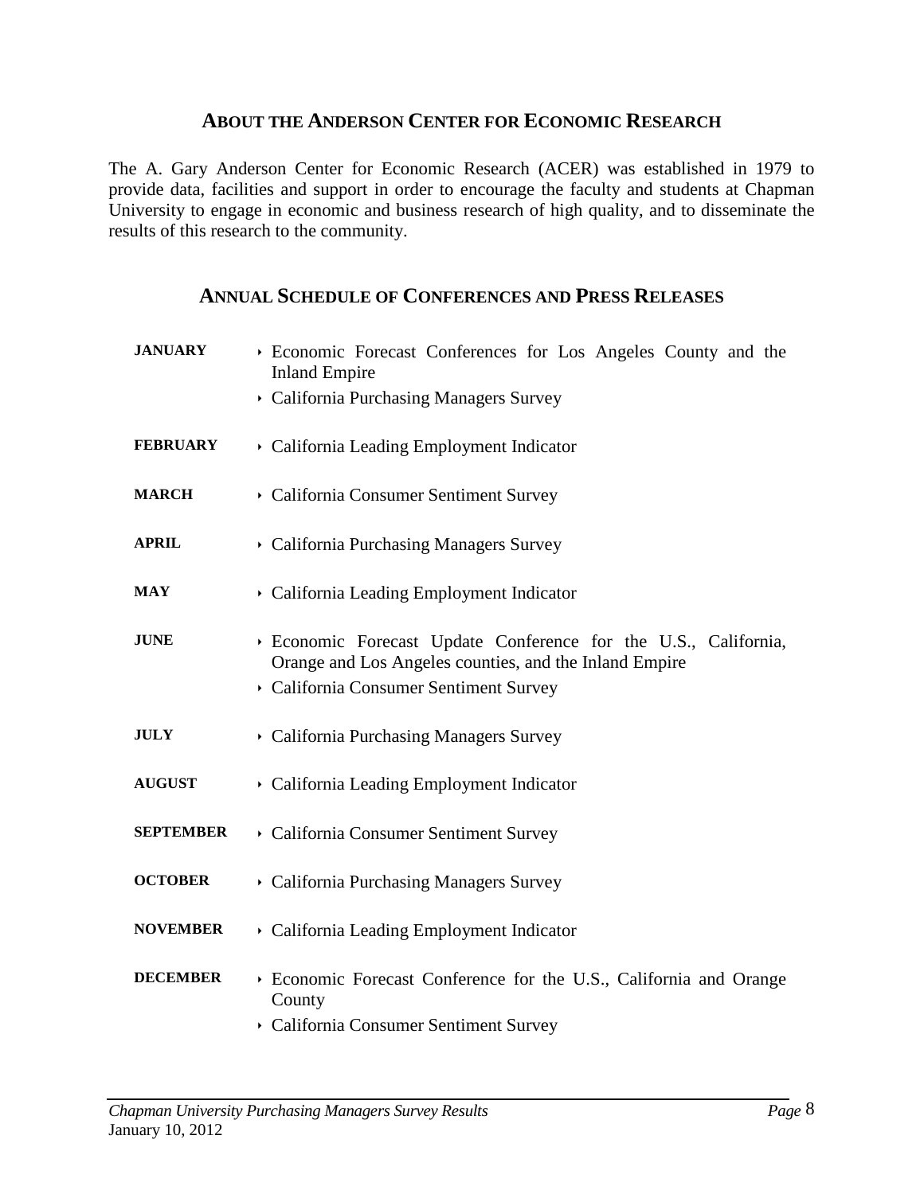## About the Anderson Center for Economic Research

The A. Gary Anderson Center for Economic Research (ACER) was established in 1979 to provide data, facilities and support in order to encourage the faculty and students at Chapman University to engage in economic and business research of high quality, and to disseminate the results of this research to the community.

## Annual Schedule of Conferences and Press Releases

**JANUARY**
- Economic Forecast Conferences for Los Angeles County and the Inland Empire
- California Purchasing Managers Survey

**FEBRUARY**
- California Leading Employment Indicator

**MARCH**
- California Consumer Sentiment Survey

**APRIL**
- California Purchasing Managers Survey

**MAY**
- California Leading Employment Indicator

**JUNE**
- Economic Forecast Update Conference for the U.S., California, Orange and Los Angeles counties, and the Inland Empire
- California Consumer Sentiment Survey

**JULY**
- California Purchasing Managers Survey

**AUGUST**
- California Leading Employment Indicator

**SEPTEMBER**
- California Consumer Sentiment Survey

**OCTOBER**
- California Purchasing Managers Survey

**NOVEMBER**
- California Leading Employment Indicator

**DECEMBER**
- Economic Forecast Conference for the U.S., California and Orange County
- California Consumer Sentiment Survey